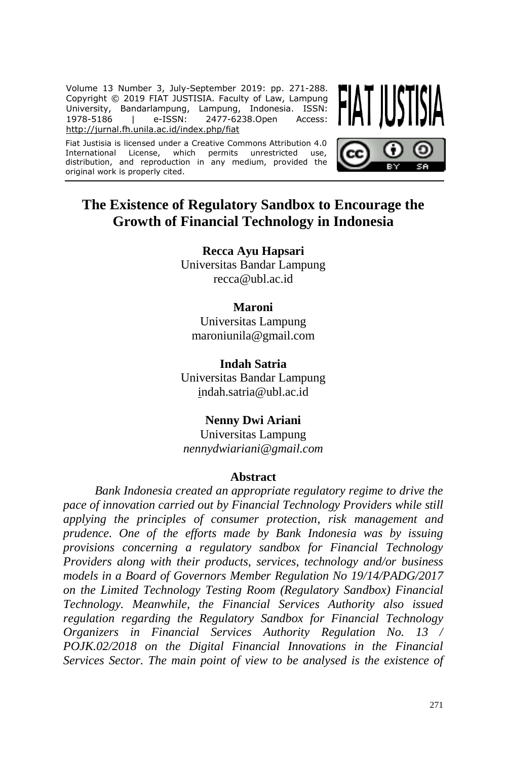Volume 13 Number 3, July-September 2019: pp. 271-288. Copyright © 2019 FIAT JUSTISIA. Faculty of Law, Lampung University, Bandarlampung, Lampung, Indonesia. ISSN: 1978-5186 | e-ISSN: 2477-6238.Open Access: http://jurnal.fh.unila.ac.id/index.php/fiat

Fiat Justisia is licensed under a Creative Commons Attribution 4.0 International License, which permits unrestricted use, distribution, and reproduction in any medium, provided the original work is properly cited.

# The Existence of Regulatory Sandbox to Encourage the Growth of Financial Technology in Indonesia

**Recca Ayu Hapsari**
Universitas Bandar Lampung
recca@ubl.ac.id

**Maroni**
Universitas Lampung
maroniunila@gmail.com

**Indah Satria**
Universitas Bandar Lampung
indah.satria@ubl.ac.id

**Nenny Dwi Ariani**
Universitas Lampung
*nennydwiariani@gmail.com*

## Abstract

*Bank Indonesia created an appropriate regulatory regime to drive the pace of innovation carried out by Financial Technology Providers while still applying the principles of consumer protection, risk management and prudence. One of the efforts made by Bank Indonesia was by issuing provisions concerning a regulatory sandbox for Financial Technology Providers along with their products, services, technology and/or business models in a Board of Governors Member Regulation No 19/14/PADG/2017 on the Limited Technology Testing Room (Regulatory Sandbox) Financial Technology. Meanwhile, the Financial Services Authority also issued regulation regarding the Regulatory Sandbox for Financial Technology Organizers in Financial Services Authority Regulation No. 13 / POJK.02/2018 on the Digital Financial Innovations in the Financial Services Sector. The main point of view to be analysed is the existence of*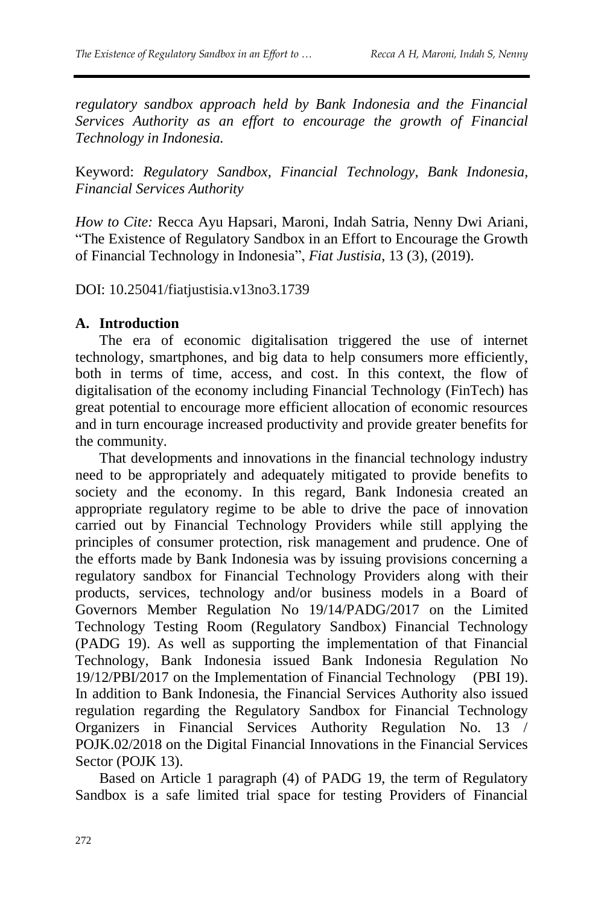*regulatory sandbox approach held by Bank Indonesia and the Financial Services Authority as an effort to encourage the growth of Financial Technology in Indonesia.*

Keyword: *Regulatory Sandbox, Financial Technology, Bank Indonesia, Financial Services Authority*

*How to Cite:* Recca Ayu Hapsari, Maroni, Indah Satria, Nenny Dwi Ariani, "The Existence of Regulatory Sandbox in an Effort to Encourage the Growth of Financial Technology in Indonesia", *Fiat Justisia*, 13 (3), (2019).

DOI: 10.25041/fiatjustisia.v13no3.1739

## A. Introduction

The era of economic digitalisation triggered the use of internet technology, smartphones, and big data to help consumers more efficiently, both in terms of time, access, and cost. In this context, the flow of digitalisation of the economy including Financial Technology (FinTech) has great potential to encourage more efficient allocation of economic resources and in turn encourage increased productivity and provide greater benefits for the community.

That developments and innovations in the financial technology industry need to be appropriately and adequately mitigated to provide benefits to society and the economy. In this regard, Bank Indonesia created an appropriate regulatory regime to be able to drive the pace of innovation carried out by Financial Technology Providers while still applying the principles of consumer protection, risk management and prudence. One of the efforts made by Bank Indonesia was by issuing provisions concerning a regulatory sandbox for Financial Technology Providers along with their products, services, technology and/or business models in a Board of Governors Member Regulation No 19/14/PADG/2017 on the Limited Technology Testing Room (Regulatory Sandbox) Financial Technology (PADG 19). As well as supporting the implementation of that Financial Technology, Bank Indonesia issued Bank Indonesia Regulation No 19/12/PBI/2017 on the Implementation of Financial Technology (PBI 19). In addition to Bank Indonesia, the Financial Services Authority also issued regulation regarding the Regulatory Sandbox for Financial Technology Organizers in Financial Services Authority Regulation No. 13 / POJK.02/2018 on the Digital Financial Innovations in the Financial Services Sector (POJK 13).

Based on Article 1 paragraph (4) of PADG 19, the term of Regulatory Sandbox is a safe limited trial space for testing Providers of Financial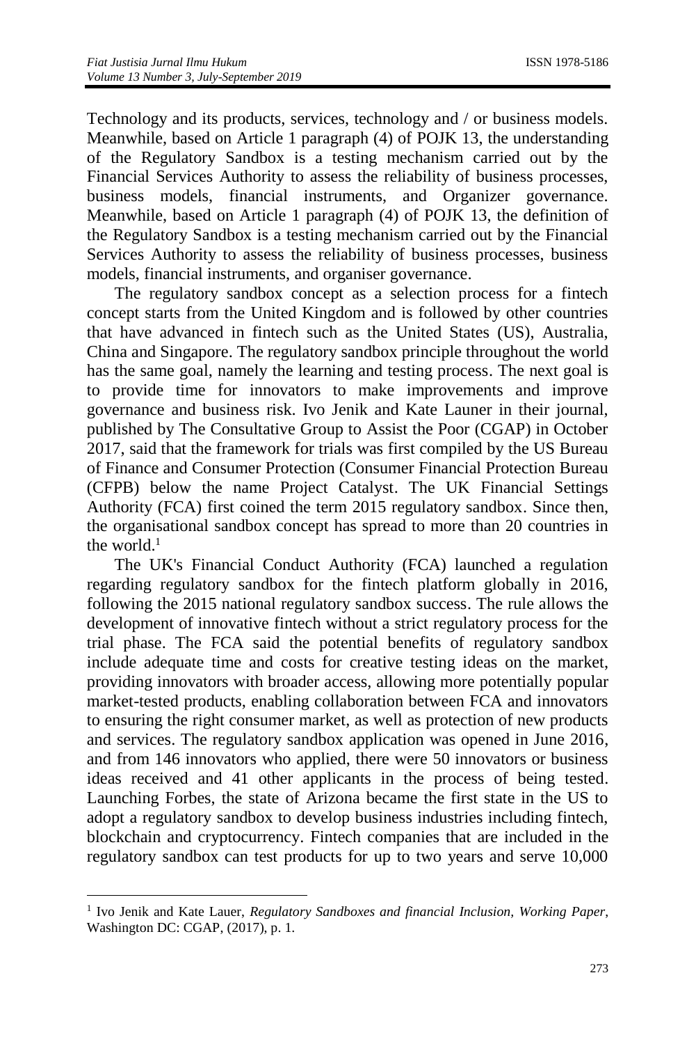Technology and its products, services, technology and / or business models. Meanwhile, based on Article 1 paragraph (4) of POJK 13, the understanding of the Regulatory Sandbox is a testing mechanism carried out by the Financial Services Authority to assess the reliability of business processes, business models, financial instruments, and Organizer governance. Meanwhile, based on Article 1 paragraph (4) of POJK 13, the definition of the Regulatory Sandbox is a testing mechanism carried out by the Financial Services Authority to assess the reliability of business processes, business models, financial instruments, and organiser governance.

The regulatory sandbox concept as a selection process for a fintech concept starts from the United Kingdom and is followed by other countries that have advanced in fintech such as the United States (US), Australia, China and Singapore. The regulatory sandbox principle throughout the world has the same goal, namely the learning and testing process. The next goal is to provide time for innovators to make improvements and improve governance and business risk. Ivo Jenik and Kate Launer in their journal, published by The Consultative Group to Assist the Poor (CGAP) in October 2017, said that the framework for trials was first compiled by the US Bureau of Finance and Consumer Protection (Consumer Financial Protection Bureau (CFPB) below the name Project Catalyst. The UK Financial Settings Authority (FCA) first coined the term 2015 regulatory sandbox. Since then, the organisational sandbox concept has spread to more than 20 countries in the world.[1]

The UK's Financial Conduct Authority (FCA) launched a regulation regarding regulatory sandbox for the fintech platform globally in 2016, following the 2015 national regulatory sandbox success. The rule allows the development of innovative fintech without a strict regulatory process for the trial phase. The FCA said the potential benefits of regulatory sandbox include adequate time and costs for creative testing ideas on the market, providing innovators with broader access, allowing more potentially popular market-tested products, enabling collaboration between FCA and innovators to ensuring the right consumer market, as well as protection of new products and services. The regulatory sandbox application was opened in June 2016, and from 146 innovators who applied, there were 50 innovators or business ideas received and 41 other applicants in the process of being tested. Launching Forbes, the state of Arizona became the first state in the US to adopt a regulatory sandbox to develop business industries including fintech, blockchain and cryptocurrency. Fintech companies that are included in the regulatory sandbox can test products for up to two years and serve 10,000

---

[1] Ivo Jenik and Kate Lauer, *Regulatory Sandboxes and financial Inclusion, Working Paper*, Washington DC: CGAP, (2017), p. 1.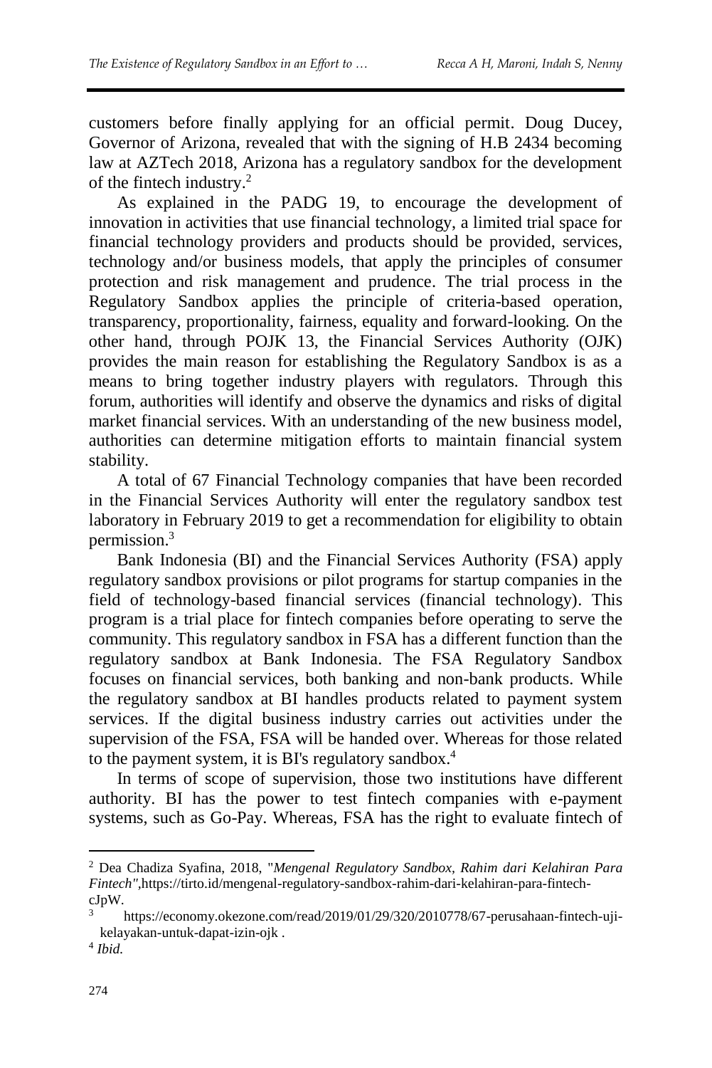customers before finally applying for an official permit. Doug Ducey, Governor of Arizona, revealed that with the signing of H.B 2434 becoming law at AZTech 2018, Arizona has a regulatory sandbox for the development of the fintech industry.[2]

As explained in the PADG 19, to encourage the development of innovation in activities that use financial technology, a limited trial space for financial technology providers and products should be provided, services, technology and/or business models, that apply the principles of consumer protection and risk management and prudence. The trial process in the Regulatory Sandbox applies the principle of criteria-based operation, transparency, proportionality, fairness, equality and forward-looking. On the other hand, through POJK 13, the Financial Services Authority (OJK) provides the main reason for establishing the Regulatory Sandbox is as a means to bring together industry players with regulators. Through this forum, authorities will identify and observe the dynamics and risks of digital market financial services. With an understanding of the new business model, authorities can determine mitigation efforts to maintain financial system stability.

A total of 67 Financial Technology companies that have been recorded in the Financial Services Authority will enter the regulatory sandbox test laboratory in February 2019 to get a recommendation for eligibility to obtain permission.[3]

Bank Indonesia (BI) and the Financial Services Authority (FSA) apply regulatory sandbox provisions or pilot programs for startup companies in the field of technology-based financial services (financial technology). This program is a trial place for fintech companies before operating to serve the community. This regulatory sandbox in FSA has a different function than the regulatory sandbox at Bank Indonesia. The FSA Regulatory Sandbox focuses on financial services, both banking and non-bank products. While the regulatory sandbox at BI handles products related to payment system services. If the digital business industry carries out activities under the supervision of the FSA, FSA will be handed over. Whereas for those related to the payment system, it is BI's regulatory sandbox.[4]

In terms of scope of supervision, those two institutions have different authority. BI has the power to test fintech companies with e-payment systems, such as Go-Pay. Whereas, FSA has the right to evaluate fintech of

---

[2] Dea Chadiza Syafina, 2018, "*Mengenal Regulatory Sandbox, Rahim dari Kelahiran Para Fintech"*,https://tirto.id/mengenal-regulatory-sandbox-rahim-dari-kelahiran-para-fintech-cJpW.

[3] https://economy.okezone.com/read/2019/01/29/320/2010778/67-perusahaan-fintech-uji-kelayakan-untuk-dapat-izin-ojk .

[4] *Ibid.*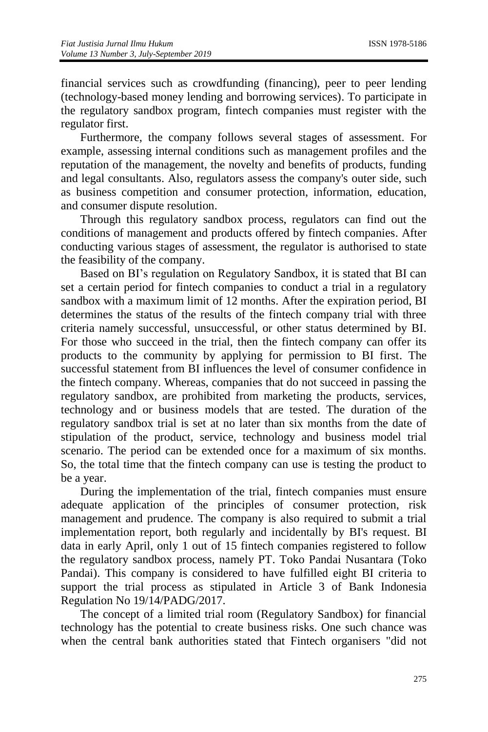financial services such as crowdfunding (financing), peer to peer lending (technology-based money lending and borrowing services). To participate in the regulatory sandbox program, fintech companies must register with the regulator first.

Furthermore, the company follows several stages of assessment. For example, assessing internal conditions such as management profiles and the reputation of the management, the novelty and benefits of products, funding and legal consultants. Also, regulators assess the company's outer side, such as business competition and consumer protection, information, education, and consumer dispute resolution.

Through this regulatory sandbox process, regulators can find out the conditions of management and products offered by fintech companies. After conducting various stages of assessment, the regulator is authorised to state the feasibility of the company.

Based on BI's regulation on Regulatory Sandbox, it is stated that BI can set a certain period for fintech companies to conduct a trial in a regulatory sandbox with a maximum limit of 12 months. After the expiration period, BI determines the status of the results of the fintech company trial with three criteria namely successful, unsuccessful, or other status determined by BI. For those who succeed in the trial, then the fintech company can offer its products to the community by applying for permission to BI first. The successful statement from BI influences the level of consumer confidence in the fintech company. Whereas, companies that do not succeed in passing the regulatory sandbox, are prohibited from marketing the products, services, technology and or business models that are tested. The duration of the regulatory sandbox trial is set at no later than six months from the date of stipulation of the product, service, technology and business model trial scenario. The period can be extended once for a maximum of six months. So, the total time that the fintech company can use is testing the product to be a year.

During the implementation of the trial, fintech companies must ensure adequate application of the principles of consumer protection, risk management and prudence. The company is also required to submit a trial implementation report, both regularly and incidentally by BI's request. BI data in early April, only 1 out of 15 fintech companies registered to follow the regulatory sandbox process, namely PT. Toko Pandai Nusantara (Toko Pandai). This company is considered to have fulfilled eight BI criteria to support the trial process as stipulated in Article 3 of Bank Indonesia Regulation No 19/14/PADG/2017.

The concept of a limited trial room (Regulatory Sandbox) for financial technology has the potential to create business risks. One such chance was when the central bank authorities stated that Fintech organisers "did not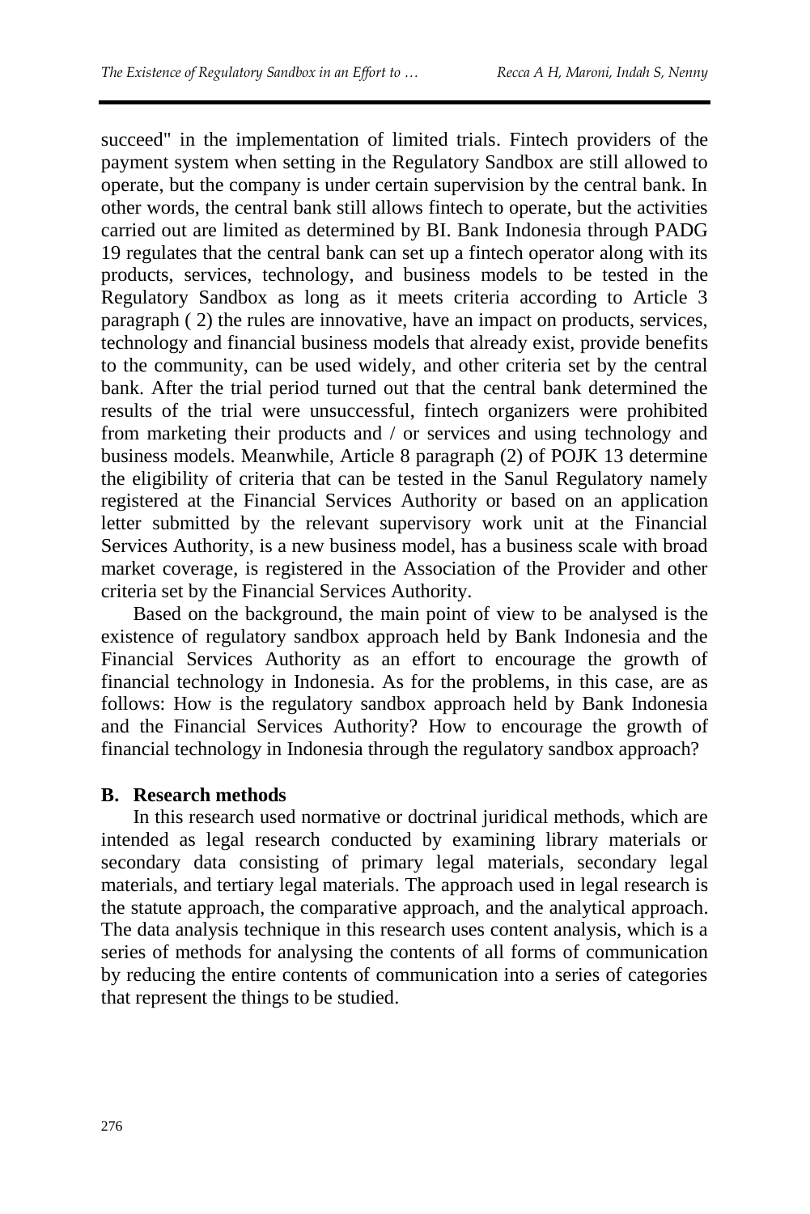succeed" in the implementation of limited trials. Fintech providers of the payment system when setting in the Regulatory Sandbox are still allowed to operate, but the company is under certain supervision by the central bank. In other words, the central bank still allows fintech to operate, but the activities carried out are limited as determined by BI. Bank Indonesia through PADG 19 regulates that the central bank can set up a fintech operator along with its products, services, technology, and business models to be tested in the Regulatory Sandbox as long as it meets criteria according to Article 3 paragraph ( 2) the rules are innovative, have an impact on products, services, technology and financial business models that already exist, provide benefits to the community, can be used widely, and other criteria set by the central bank. After the trial period turned out that the central bank determined the results of the trial were unsuccessful, fintech organizers were prohibited from marketing their products and / or services and using technology and business models. Meanwhile, Article 8 paragraph (2) of POJK 13 determine the eligibility of criteria that can be tested in the Sanul Regulatory namely registered at the Financial Services Authority or based on an application letter submitted by the relevant supervisory work unit at the Financial Services Authority, is a new business model, has a business scale with broad market coverage, is registered in the Association of the Provider and other criteria set by the Financial Services Authority.

Based on the background, the main point of view to be analysed is the existence of regulatory sandbox approach held by Bank Indonesia and the Financial Services Authority as an effort to encourage the growth of financial technology in Indonesia. As for the problems, in this case, are as follows: How is the regulatory sandbox approach held by Bank Indonesia and the Financial Services Authority? How to encourage the growth of financial technology in Indonesia through the regulatory sandbox approach?

## B. Research methods

In this research used normative or doctrinal juridical methods, which are intended as legal research conducted by examining library materials or secondary data consisting of primary legal materials, secondary legal materials, and tertiary legal materials. The approach used in legal research is the statute approach, the comparative approach, and the analytical approach. The data analysis technique in this research uses content analysis, which is a series of methods for analysing the contents of all forms of communication by reducing the entire contents of communication into a series of categories that represent the things to be studied.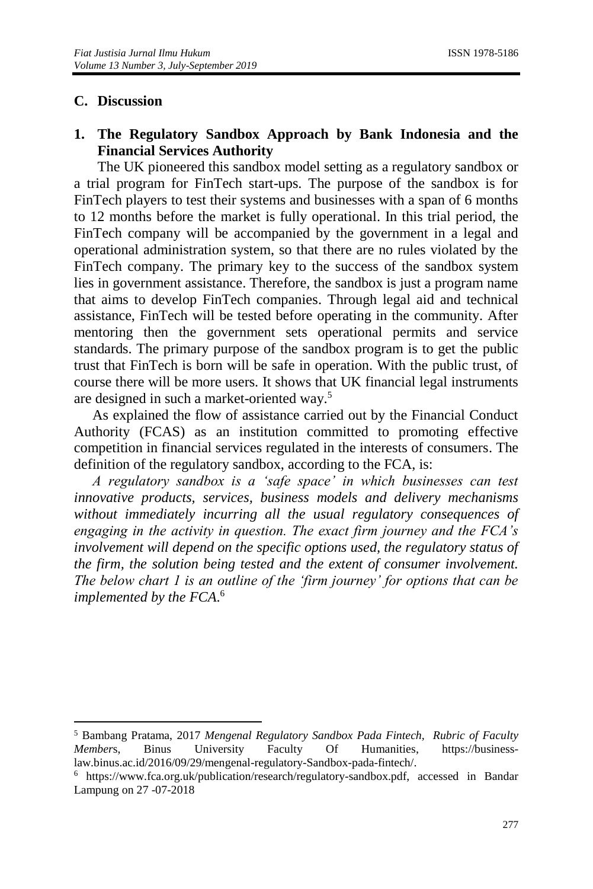## C. Discussion

### 1. The Regulatory Sandbox Approach by Bank Indonesia and the Financial Services Authority

The UK pioneered this sandbox model setting as a regulatory sandbox or a trial program for FinTech start-ups. The purpose of the sandbox is for FinTech players to test their systems and businesses with a span of 6 months to 12 months before the market is fully operational. In this trial period, the FinTech company will be accompanied by the government in a legal and operational administration system, so that there are no rules violated by the FinTech company. The primary key to the success of the sandbox system lies in government assistance. Therefore, the sandbox is just a program name that aims to develop FinTech companies. Through legal aid and technical assistance, FinTech will be tested before operating in the community. After mentoring then the government sets operational permits and service standards. The primary purpose of the sandbox program is to get the public trust that FinTech is born will be safe in operation. With the public trust, of course there will be more users. It shows that UK financial legal instruments are designed in such a market-oriented way.[5]

As explained the flow of assistance carried out by the Financial Conduct Authority (FCAS) as an institution committed to promoting effective competition in financial services regulated in the interests of consumers. The definition of the regulatory sandbox, according to the FCA, is:

*A regulatory sandbox is a 'safe space' in which businesses can test innovative products, services, business models and delivery mechanisms without immediately incurring all the usual regulatory consequences of engaging in the activity in question. The exact firm journey and the FCA's involvement will depend on the specific options used, the regulatory status of the firm, the solution being tested and the extent of consumer involvement. The below chart 1 is an outline of the 'firm journey' for options that can be implemented by the FCA.*[6]

---

[5] Bambang Pratama, 2017 *Mengenal Regulatory Sandbox Pada Fintech, Rubric of Faculty Members*, Binus University Faculty Of Humanities, https://business-law.binus.ac.id/2016/09/29/mengenal-regulatory-Sandbox-pada-fintech/.

[6] https://www.fca.org.uk/publication/research/regulatory-sandbox.pdf, accessed in Bandar Lampung on 27 -07-2018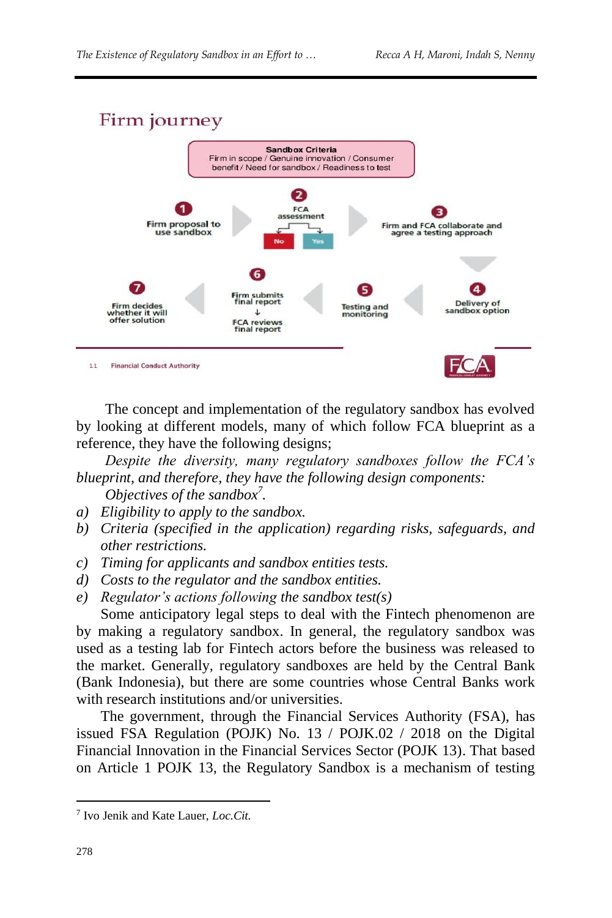Firm journey

Sandbox Criteria
Firm in scope / Genuine innovation / Consumer benefit / Need for sandbox / Readiness to test

1 Firm proposal to use sandbox

2 FCA assessment
No
Yes

3 Firm and FCA collaborate and agree a testing approach

4 Delivery of sandbox option

5 Testing and monitoring

6 Firm submits final report
FCA reviews final report

7 Firm decides whether it will offer solution

11 Financial Conduct Authority

FCA

The concept and implementation of the regulatory sandbox has evolved by looking at different models, many of which follow FCA blueprint as a reference, they have the following designs;

*Despite the diversity, many regulatory sandboxes follow the FCA's blueprint, and therefore, they have the following design components:*

*Objectives of the sandbox*[7].

a) *Eligibility to apply to the sandbox.*
b) *Criteria (specified in the application) regarding risks, safeguards, and other restrictions.*
c) *Timing for applicants and sandbox entities tests.*
d) *Costs to the regulator and the sandbox entities.*
e) *Regulator's actions following the sandbox test(s)*

Some anticipatory legal steps to deal with the Fintech phenomenon are by making a regulatory sandbox. In general, the regulatory sandbox was used as a testing lab for Fintech actors before the business was released to the market. Generally, regulatory sandboxes are held by the Central Bank (Bank Indonesia), but there are some countries whose Central Banks work with research institutions and/or universities.

The government, through the Financial Services Authority (FSA), has issued FSA Regulation (POJK) No. 13 / POJK.02 / 2018 on the Digital Financial Innovation in the Financial Services Sector (POJK 13). That based on Article 1 POJK 13, the Regulatory Sandbox is a mechanism of testing

---

[7] Ivo Jenik and Kate Lauer, *Loc.Cit.*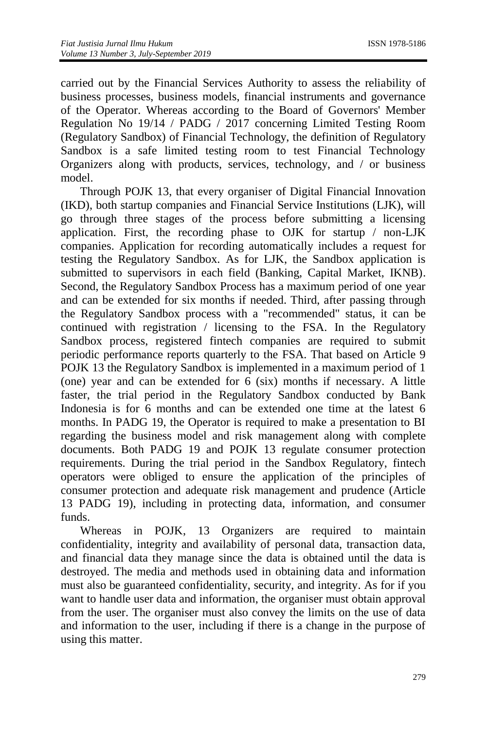carried out by the Financial Services Authority to assess the reliability of business processes, business models, financial instruments and governance of the Operator. Whereas according to the Board of Governors' Member Regulation No 19/14 / PADG / 2017 concerning Limited Testing Room (Regulatory Sandbox) of Financial Technology, the definition of Regulatory Sandbox is a safe limited testing room to test Financial Technology Organizers along with products, services, technology, and / or business model.

Through POJK 13, that every organiser of Digital Financial Innovation (IKD), both startup companies and Financial Service Institutions (LJK), will go through three stages of the process before submitting a licensing application. First, the recording phase to OJK for startup / non-LJK companies. Application for recording automatically includes a request for testing the Regulatory Sandbox. As for LJK, the Sandbox application is submitted to supervisors in each field (Banking, Capital Market, IKNB). Second, the Regulatory Sandbox Process has a maximum period of one year and can be extended for six months if needed. Third, after passing through the Regulatory Sandbox process with a "recommended" status, it can be continued with registration / licensing to the FSA. In the Regulatory Sandbox process, registered fintech companies are required to submit periodic performance reports quarterly to the FSA. That based on Article 9 POJK 13 the Regulatory Sandbox is implemented in a maximum period of 1 (one) year and can be extended for 6 (six) months if necessary. A little faster, the trial period in the Regulatory Sandbox conducted by Bank Indonesia is for 6 months and can be extended one time at the latest 6 months. In PADG 19, the Operator is required to make a presentation to BI regarding the business model and risk management along with complete documents. Both PADG 19 and POJK 13 regulate consumer protection requirements. During the trial period in the Sandbox Regulatory, fintech operators were obliged to ensure the application of the principles of consumer protection and adequate risk management and prudence (Article 13 PADG 19), including in protecting data, information, and consumer funds.

Whereas in POJK, 13 Organizers are required to maintain confidentiality, integrity and availability of personal data, transaction data, and financial data they manage since the data is obtained until the data is destroyed. The media and methods used in obtaining data and information must also be guaranteed confidentiality, security, and integrity. As for if you want to handle user data and information, the organiser must obtain approval from the user. The organiser must also convey the limits on the use of data and information to the user, including if there is a change in the purpose of using this matter.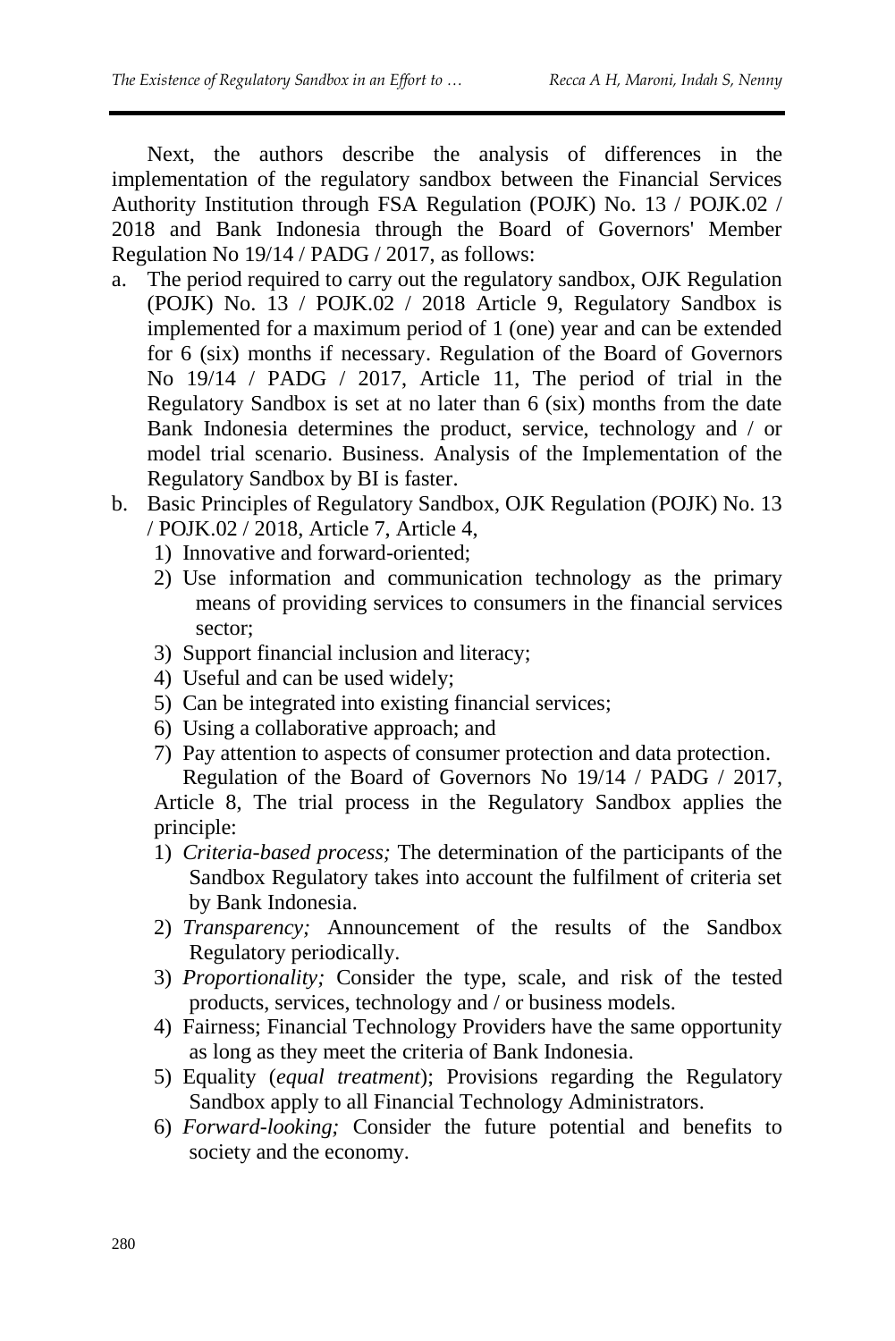Next, the authors describe the analysis of differences in the implementation of the regulatory sandbox between the Financial Services Authority Institution through FSA Regulation (POJK) No. 13 / POJK.02 / 2018 and Bank Indonesia through the Board of Governors' Member Regulation No 19/14 / PADG / 2017, as follows:

a. The period required to carry out the regulatory sandbox, OJK Regulation (POJK) No. 13 / POJK.02 / 2018 Article 9, Regulatory Sandbox is implemented for a maximum period of 1 (one) year and can be extended for 6 (six) months if necessary. Regulation of the Board of Governors No 19/14 / PADG / 2017, Article 11, The period of trial in the Regulatory Sandbox is set at no later than 6 (six) months from the date Bank Indonesia determines the product, service, technology and / or model trial scenario. Business. Analysis of the Implementation of the Regulatory Sandbox by BI is faster.
b. Basic Principles of Regulatory Sandbox, OJK Regulation (POJK) No. 13 / POJK.02 / 2018, Article 7, Article 4,
   1) Innovative and forward-oriented;
   2) Use information and communication technology as the primary means of providing services to consumers in the financial services sector;
   3) Support financial inclusion and literacy;
   4) Useful and can be used widely;
   5) Can be integrated into existing financial services;
   6) Using a collaborative approach; and
   7) Pay attention to aspects of consumer protection and data protection.

   Regulation of the Board of Governors No 19/14 / PADG / 2017, Article 8, The trial process in the Regulatory Sandbox applies the principle:
   1) *Criteria-based process;* The determination of the participants of the Sandbox Regulatory takes into account the fulfilment of criteria set by Bank Indonesia.
   2) *Transparency;* Announcement of the results of the Sandbox Regulatory periodically.
   3) *Proportionality;* Consider the type, scale, and risk of the tested products, services, technology and / or business models.
   4) Fairness; Financial Technology Providers have the same opportunity as long as they meet the criteria of Bank Indonesia.
   5) Equality (*equal treatment*); Provisions regarding the Regulatory Sandbox apply to all Financial Technology Administrators.
   6) *Forward-looking;* Consider the future potential and benefits to society and the economy.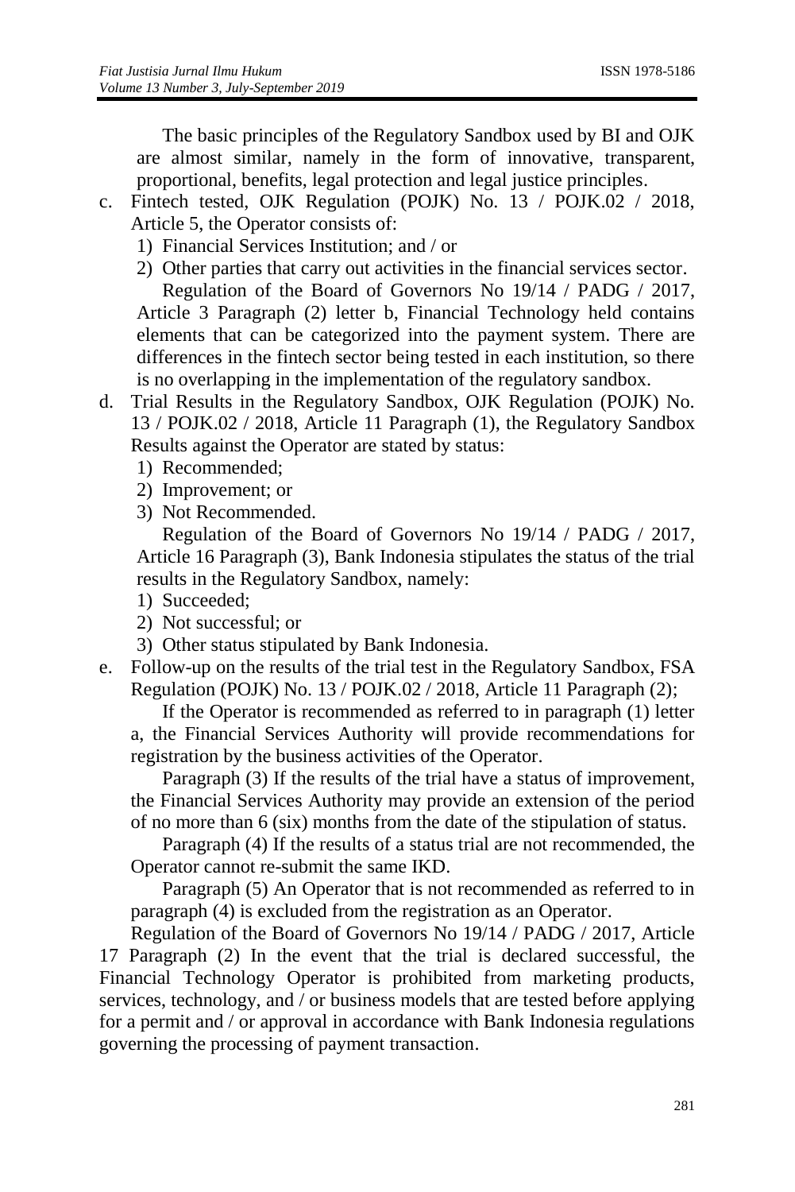The basic principles of the Regulatory Sandbox used by BI and OJK are almost similar, namely in the form of innovative, transparent, proportional, benefits, legal protection and legal justice principles.

c. Fintech tested, OJK Regulation (POJK) No. 13 / POJK.02 / 2018, Article 5, the Operator consists of:
   1) Financial Services Institution; and / or
   2) Other parties that carry out activities in the financial services sector.

   Regulation of the Board of Governors No 19/14 / PADG / 2017, Article 3 Paragraph (2) letter b, Financial Technology held contains elements that can be categorized into the payment system. There are differences in the fintech sector being tested in each institution, so there is no overlapping in the implementation of the regulatory sandbox.

d. Trial Results in the Regulatory Sandbox, OJK Regulation (POJK) No. 13 / POJK.02 / 2018, Article 11 Paragraph (1), the Regulatory Sandbox Results against the Operator are stated by status:
   1) Recommended;
   2) Improvement; or
   3) Not Recommended.

   Regulation of the Board of Governors No 19/14 / PADG / 2017, Article 16 Paragraph (3), Bank Indonesia stipulates the status of the trial results in the Regulatory Sandbox, namely:
   1) Succeeded;
   2) Not successful; or
   3) Other status stipulated by Bank Indonesia.

e. Follow-up on the results of the trial test in the Regulatory Sandbox, FSA Regulation (POJK) No. 13 / POJK.02 / 2018, Article 11 Paragraph (2);

   If the Operator is recommended as referred to in paragraph (1) letter a, the Financial Services Authority will provide recommendations for registration by the business activities of the Operator.

   Paragraph (3) If the results of the trial have a status of improvement, the Financial Services Authority may provide an extension of the period of no more than 6 (six) months from the date of the stipulation of status.

   Paragraph (4) If the results of a status trial are not recommended, the Operator cannot re-submit the same IKD.

   Paragraph (5) An Operator that is not recommended as referred to in paragraph (4) is excluded from the registration as an Operator.

Regulation of the Board of Governors No 19/14 / PADG / 2017, Article 17 Paragraph (2) In the event that the trial is declared successful, the Financial Technology Operator is prohibited from marketing products, services, technology, and / or business models that are tested before applying for a permit and / or approval in accordance with Bank Indonesia regulations governing the processing of payment transaction.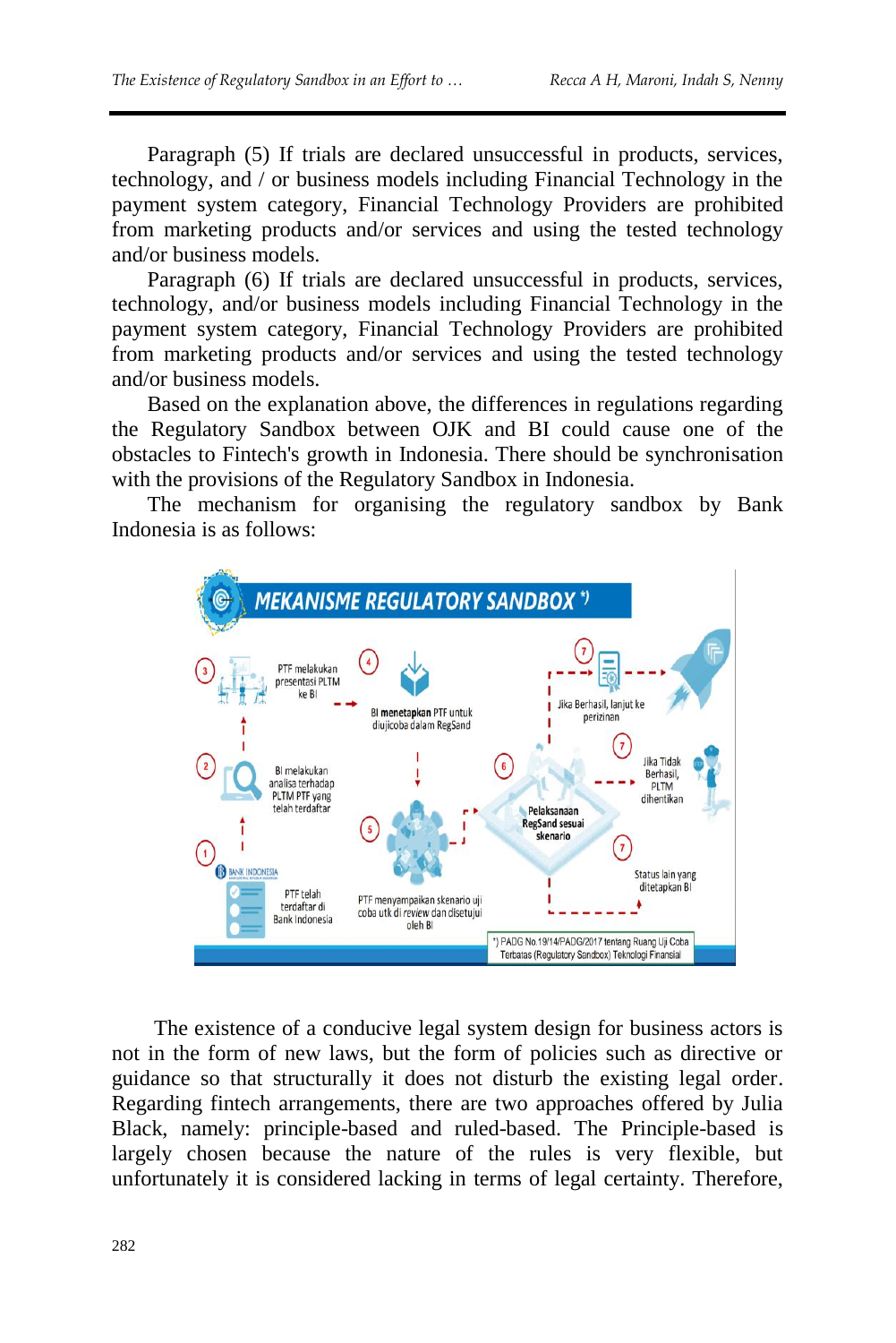Paragraph (5) If trials are declared unsuccessful in products, services, technology, and / or business models including Financial Technology in the payment system category, Financial Technology Providers are prohibited from marketing products and/or services and using the tested technology and/or business models.

Paragraph (6) If trials are declared unsuccessful in products, services, technology, and/or business models including Financial Technology in the payment system category, Financial Technology Providers are prohibited from marketing products and/or services and using the tested technology and/or business models.

Based on the explanation above, the differences in regulations regarding the Regulatory Sandbox between OJK and BI could cause one of the obstacles to Fintech's growth in Indonesia. There should be synchronisation with the provisions of the Regulatory Sandbox in Indonesia.

The mechanism for organising the regulatory sandbox by Bank Indonesia is as follows:

MEKANISME REGULATORY SANDBOX *)

1 BANK INDONESIA PTF telah terdaftar di Bank Indonesia

2 BI melakukan analisa terhadap PLTM PTF yang telah terdaftar

3 PTF melakukan presentasi PLTM ke BI

4 BI **menetapkan** PTF untuk diujicoba dalam RegSand

5 PTF menyampaikan skenario uji coba utk di *review* dan disetujui oleh BI

6 Pelaksanaan RegSand sesuai skenario

7 Jika Berhasil, lanjut ke perizinan

7 Jika Tidak Berhasil, PLTM dihentikan

7 Status lain yang ditetapkan BI

*) PADG No.19/14/PADG/2017 tentang Ruang Uji Coba Terbatas (Regulatory Sandbox) Teknologi Finansial

The existence of a conducive legal system design for business actors is not in the form of new laws, but the form of policies such as directive or guidance so that structurally it does not disturb the existing legal order. Regarding fintech arrangements, there are two approaches offered by Julia Black, namely: principle-based and ruled-based. The Principle-based is largely chosen because the nature of the rules is very flexible, but unfortunately it is considered lacking in terms of legal certainty. Therefore,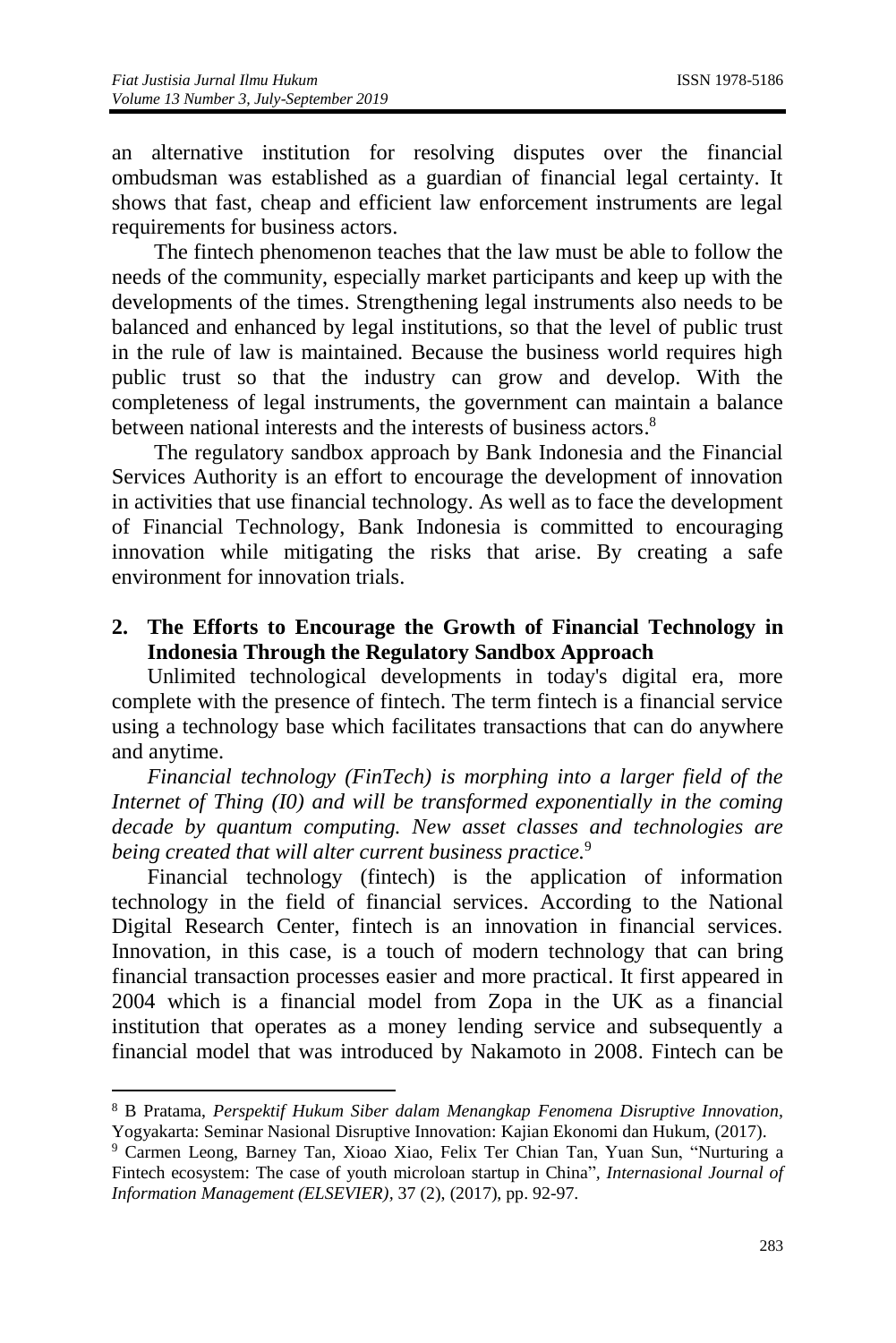an alternative institution for resolving disputes over the financial ombudsman was established as a guardian of financial legal certainty. It shows that fast, cheap and efficient law enforcement instruments are legal requirements for business actors.

The fintech phenomenon teaches that the law must be able to follow the needs of the community, especially market participants and keep up with the developments of the times. Strengthening legal instruments also needs to be balanced and enhanced by legal institutions, so that the level of public trust in the rule of law is maintained. Because the business world requires high public trust so that the industry can grow and develop. With the completeness of legal instruments, the government can maintain a balance between national interests and the interests of business actors.[8]

The regulatory sandbox approach by Bank Indonesia and the Financial Services Authority is an effort to encourage the development of innovation in activities that use financial technology. As well as to face the development of Financial Technology, Bank Indonesia is committed to encouraging innovation while mitigating the risks that arise. By creating a safe environment for innovation trials.

## 2. The Efforts to Encourage the Growth of Financial Technology in Indonesia Through the Regulatory Sandbox Approach

Unlimited technological developments in today's digital era, more complete with the presence of fintech. The term fintech is a financial service using a technology base which facilitates transactions that can do anywhere and anytime.

*Financial technology (FinTech) is morphing into a larger field of the Internet of Thing (I0) and will be transformed exponentially in the coming decade by quantum computing. New asset classes and technologies are being created that will alter current business practice.*[9]

Financial technology (fintech) is the application of information technology in the field of financial services. According to the National Digital Research Center, fintech is an innovation in financial services. Innovation, in this case, is a touch of modern technology that can bring financial transaction processes easier and more practical. It first appeared in 2004 which is a financial model from Zopa in the UK as a financial institution that operates as a money lending service and subsequently a financial model that was introduced by Nakamoto in 2008. Fintech can be

[8] B Pratama, *Perspektif Hukum Siber dalam Menangkap Fenomena Disruptive Innovation*, Yogyakarta: Seminar Nasional Disruptive Innovation: Kajian Ekonomi dan Hukum, (2017).

[9] Carmen Leong, Barney Tan, Xioao Xiao, Felix Ter Chian Tan, Yuan Sun, "Nurturing a Fintech ecosystem: The case of youth microloan startup in China", *Internasional Journal of Information Management (ELSEVIER)*, 37 (2), (2017), pp. 92-97.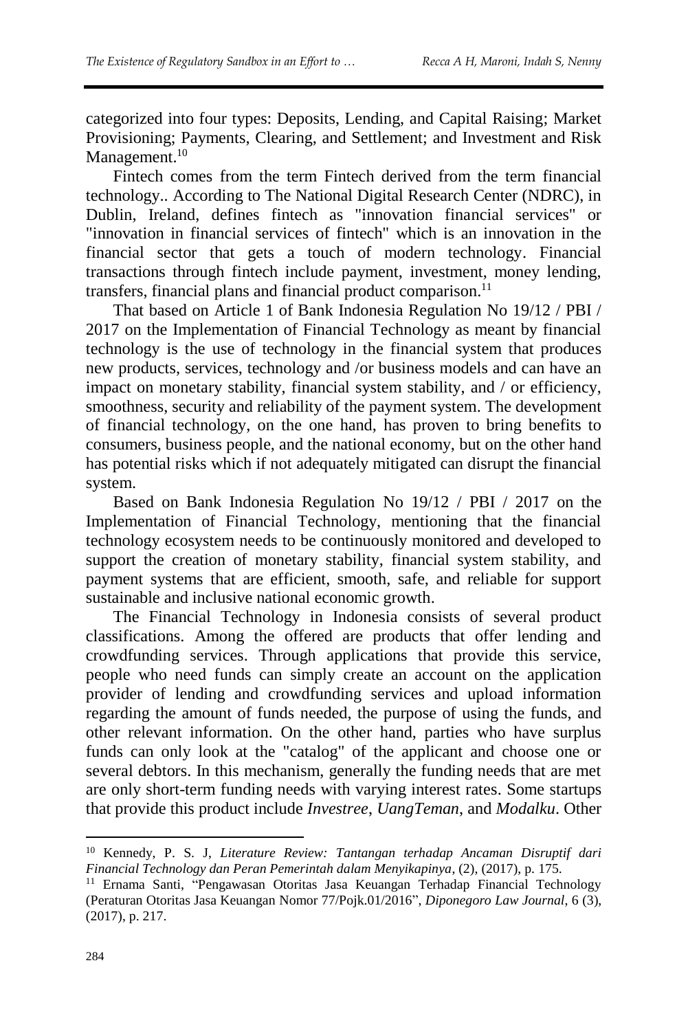categorized into four types: Deposits, Lending, and Capital Raising; Market Provisioning; Payments, Clearing, and Settlement; and Investment and Risk Management.[10]

Fintech comes from the term Fintech derived from the term financial technology.. According to The National Digital Research Center (NDRC), in Dublin, Ireland, defines fintech as "innovation financial services" or "innovation in financial services of fintech" which is an innovation in the financial sector that gets a touch of modern technology. Financial transactions through fintech include payment, investment, money lending, transfers, financial plans and financial product comparison.[11]

That based on Article 1 of Bank Indonesia Regulation No 19/12 / PBI / 2017 on the Implementation of Financial Technology as meant by financial technology is the use of technology in the financial system that produces new products, services, technology and /or business models and can have an impact on monetary stability, financial system stability, and / or efficiency, smoothness, security and reliability of the payment system. The development of financial technology, on the one hand, has proven to bring benefits to consumers, business people, and the national economy, but on the other hand has potential risks which if not adequately mitigated can disrupt the financial system.

Based on Bank Indonesia Regulation No 19/12 / PBI / 2017 on the Implementation of Financial Technology, mentioning that the financial technology ecosystem needs to be continuously monitored and developed to support the creation of monetary stability, financial system stability, and payment systems that are efficient, smooth, safe, and reliable for support sustainable and inclusive national economic growth.

The Financial Technology in Indonesia consists of several product classifications. Among the offered are products that offer lending and crowdfunding services. Through applications that provide this service, people who need funds can simply create an account on the application provider of lending and crowdfunding services and upload information regarding the amount of funds needed, the purpose of using the funds, and other relevant information. On the other hand, parties who have surplus funds can only look at the "catalog" of the applicant and choose one or several debtors. In this mechanism, generally the funding needs that are met are only short-term funding needs with varying interest rates. Some startups that provide this product include *Investree*, *UangTeman*, and *Modalku*. Other

---

[10] Kennedy, P. S. J, *Literature Review: Tantangan terhadap Ancaman Disruptif dari Financial Technology dan Peran Pemerintah dalam Menyikapinya*, (2), (2017), p. 175.

[11] Ernama Santi, "Pengawasan Otoritas Jasa Keuangan Terhadap Financial Technology (Peraturan Otoritas Jasa Keuangan Nomor 77/Pojk.01/2016", *Diponegoro Law Journal*, 6 (3), (2017), p. 217.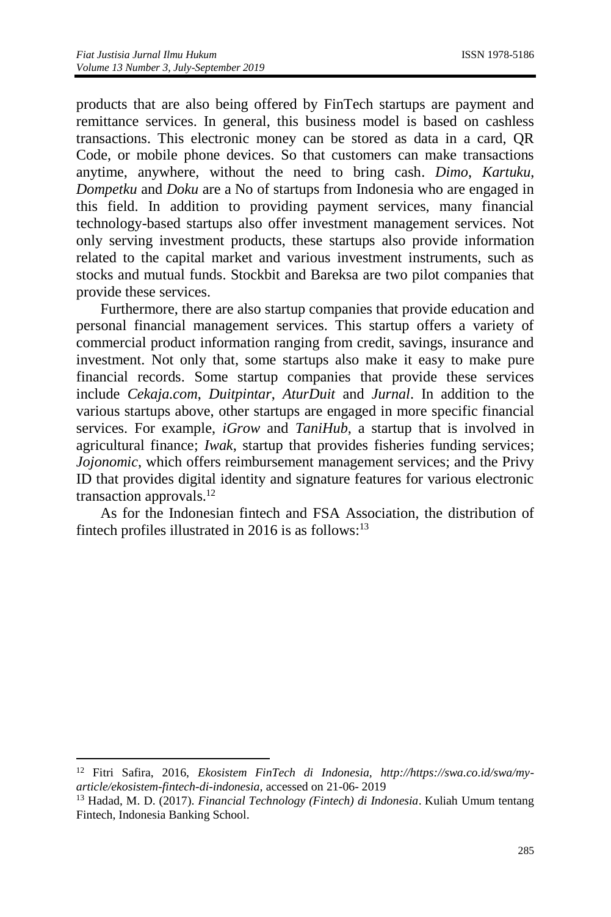products that are also being offered by FinTech startups are payment and remittance services. In general, this business model is based on cashless transactions. This electronic money can be stored as data in a card, QR Code, or mobile phone devices. So that customers can make transactions anytime, anywhere, without the need to bring cash. *Dimo*, *Kartuku*, *Dompetku* and *Doku* are a No of startups from Indonesia who are engaged in this field. In addition to providing payment services, many financial technology-based startups also offer investment management services. Not only serving investment products, these startups also provide information related to the capital market and various investment instruments, such as stocks and mutual funds. Stockbit and Bareksa are two pilot companies that provide these services.

Furthermore, there are also startup companies that provide education and personal financial management services. This startup offers a variety of commercial product information ranging from credit, savings, insurance and investment. Not only that, some startups also make it easy to make pure financial records. Some startup companies that provide these services include *Cekaja.com*, *Duitpintar*, *AturDuit* and *Jurnal*. In addition to the various startups above, other startups are engaged in more specific financial services. For example, *iGrow* and *TaniHub*, a startup that is involved in agricultural finance; *Iwak*, startup that provides fisheries funding services; *Jojonomic*, which offers reimbursement management services; and the Privy ID that provides digital identity and signature features for various electronic transaction approvals.[12]

As for the Indonesian fintech and FSA Association, the distribution of fintech profiles illustrated in 2016 is as follows:[13]

---

[12] Fitri Safira, 2016, *Ekosistem FinTech di Indonesia, http://https://swa.co.id/swa/my-article/ekosistem-fintech-di-indonesia,* accessed on 21-06- 2019

[13] Hadad, M. D. (2017). *Financial Technology (Fintech) di Indonesia*. Kuliah Umum tentang Fintech, Indonesia Banking School.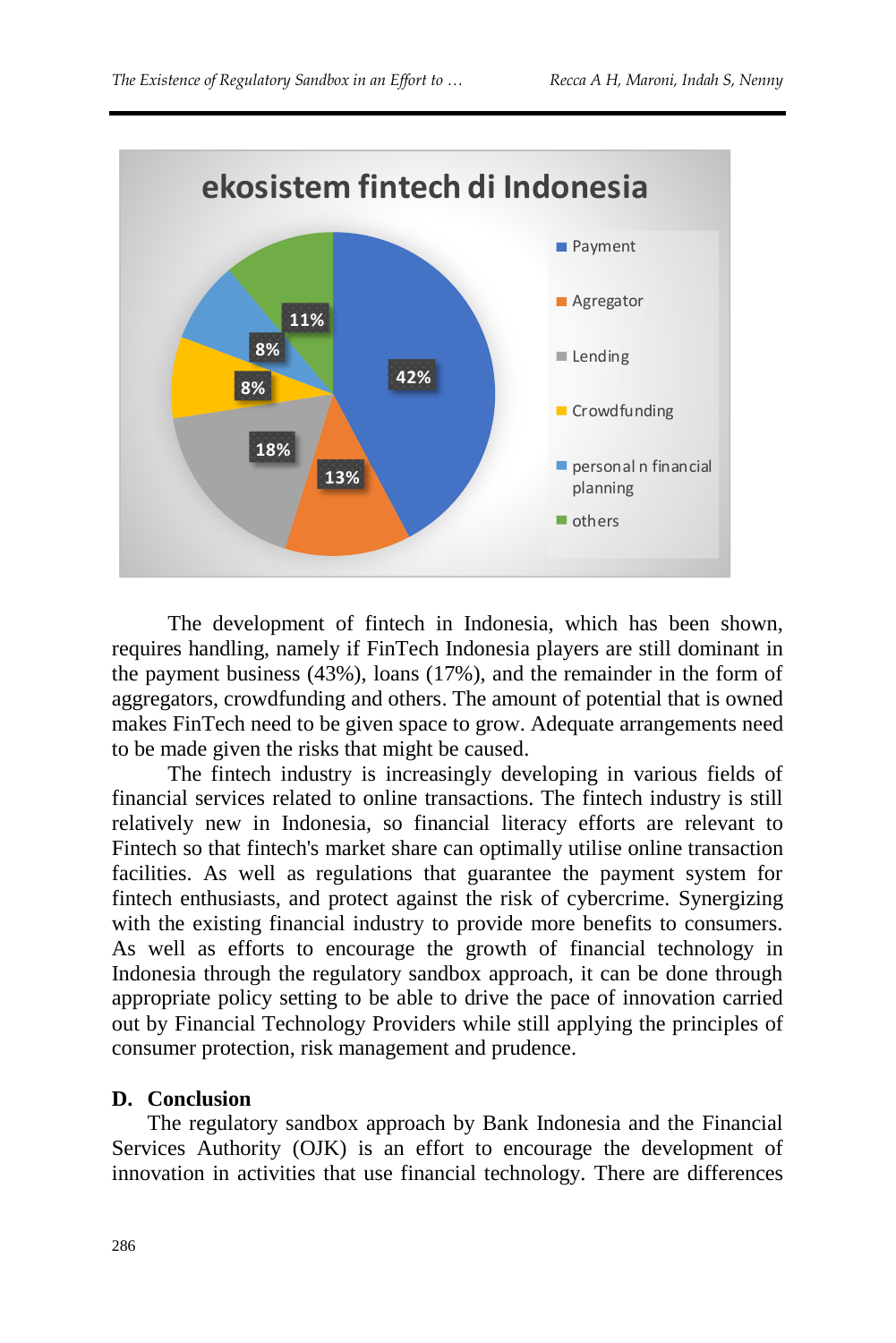ekosistem fintech di Indonesia

42%
13%
18%
8%
8%
11%

Payment
Agregator
Lending
Crowdfunding
personal n financial planning
others

The development of fintech in Indonesia, which has been shown, requires handling, namely if FinTech Indonesia players are still dominant in the payment business (43%), loans (17%), and the remainder in the form of aggregators, crowdfunding and others. The amount of potential that is owned makes FinTech need to be given space to grow. Adequate arrangements need to be made given the risks that might be caused.

The fintech industry is increasingly developing in various fields of financial services related to online transactions. The fintech industry is still relatively new in Indonesia, so financial literacy efforts are relevant to Fintech so that fintech's market share can optimally utilise online transaction facilities. As well as regulations that guarantee the payment system for fintech enthusiasts, and protect against the risk of cybercrime. Synergizing with the existing financial industry to provide more benefits to consumers. As well as efforts to encourage the growth of financial technology in Indonesia through the regulatory sandbox approach, it can be done through appropriate policy setting to be able to drive the pace of innovation carried out by Financial Technology Providers while still applying the principles of consumer protection, risk management and prudence.

## D. Conclusion

The regulatory sandbox approach by Bank Indonesia and the Financial Services Authority (OJK) is an effort to encourage the development of innovation in activities that use financial technology. There are differences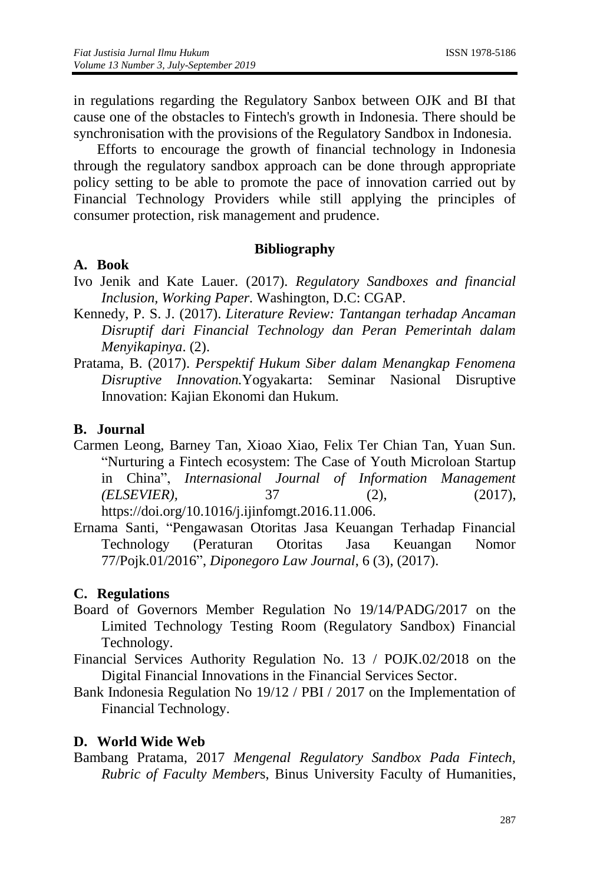in regulations regarding the Regulatory Sanbox between OJK and BI that cause one of the obstacles to Fintech's growth in Indonesia. There should be synchronisation with the provisions of the Regulatory Sandbox in Indonesia.

Efforts to encourage the growth of financial technology in Indonesia through the regulatory sandbox approach can be done through appropriate policy setting to be able to promote the pace of innovation carried out by Financial Technology Providers while still applying the principles of consumer protection, risk management and prudence.

## Bibliography

### A. Book

Ivo Jenik and Kate Lauer. (2017). *Regulatory Sandboxes and financial Inclusion, Working Paper*. Washington, D.C: CGAP.

Kennedy, P. S. J. (2017). *Literature Review: Tantangan terhadap Ancaman Disruptif dari Financial Technology dan Peran Pemerintah dalam Menyikapinya*. (2).

Pratama, B. (2017). *Perspektif Hukum Siber dalam Menangkap Fenomena Disruptive Innovation.*Yogyakarta: Seminar Nasional Disruptive Innovation: Kajian Ekonomi dan Hukum.

### B. Journal

Carmen Leong, Barney Tan, Xioao Xiao, Felix Ter Chian Tan, Yuan Sun. "Nurturing a Fintech ecosystem: The Case of Youth Microloan Startup in China", *Internasional Journal of Information Management (ELSEVIER)*, 37 (2), (2017), https://doi.org/10.1016/j.ijinfomgt.2016.11.006.

Ernama Santi, "Pengawasan Otoritas Jasa Keuangan Terhadap Financial Technology (Peraturan Otoritas Jasa Keuangan Nomor 77/Pojk.01/2016", *Diponegoro Law Journal*, 6 (3), (2017).

### C. Regulations

Board of Governors Member Regulation No 19/14/PADG/2017 on the Limited Technology Testing Room (Regulatory Sandbox) Financial Technology.

Financial Services Authority Regulation No. 13 / POJK.02/2018 on the Digital Financial Innovations in the Financial Services Sector.

Bank Indonesia Regulation No 19/12 / PBI / 2017 on the Implementation of Financial Technology.

### D. World Wide Web

Bambang Pratama, 2017 *Mengenal Regulatory Sandbox Pada Fintech, Rubric of Faculty Member*s, Binus University Faculty of Humanities,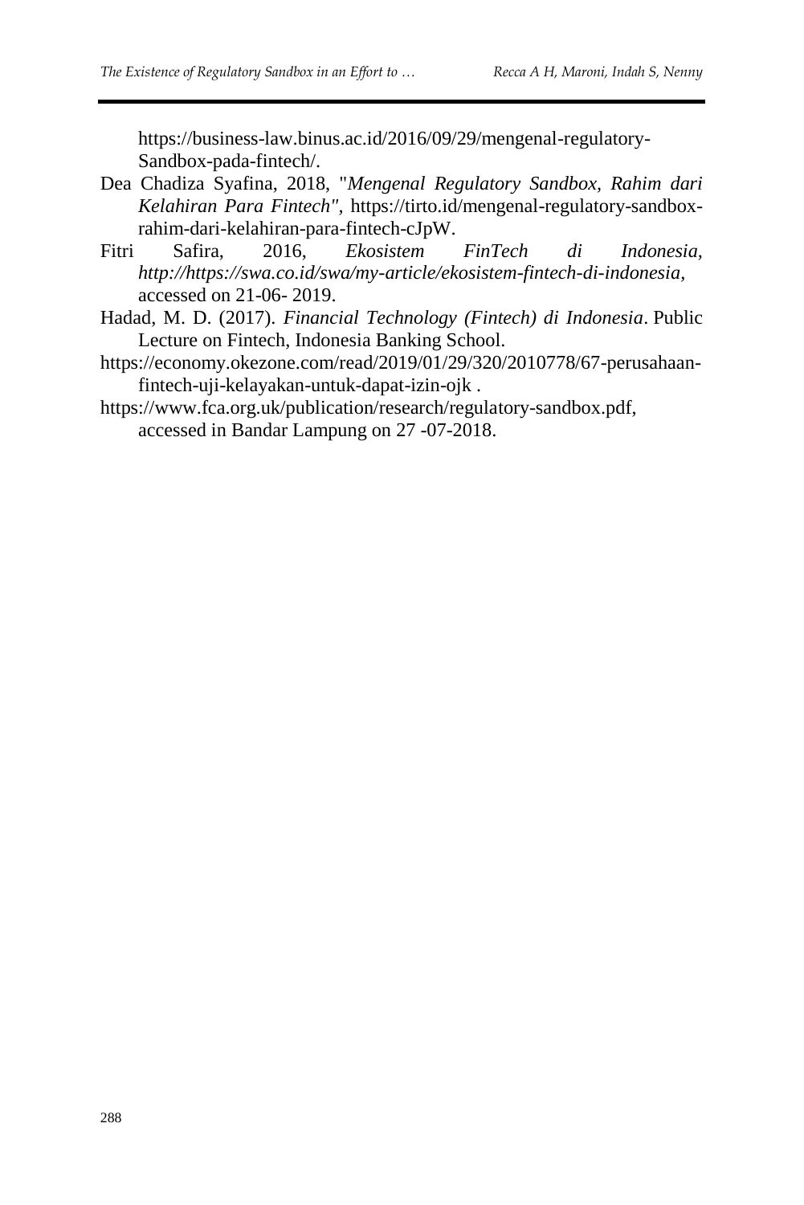https://business-law.binus.ac.id/2016/09/29/mengenal-regulatory-Sandbox-pada-fintech/.

Dea Chadiza Syafina, 2018, "*Mengenal Regulatory Sandbox, Rahim dari Kelahiran Para Fintech"*, https://tirto.id/mengenal-regulatory-sandbox-rahim-dari-kelahiran-para-fintech-cJpW.

Fitri Safira, 2016, *Ekosistem FinTech di Indonesia, http://https://swa.co.id/swa/my-article/ekosistem-fintech-di-indonesia,* accessed on 21-06- 2019.

Hadad, M. D. (2017). *Financial Technology (Fintech) di Indonesia*. Public Lecture on Fintech, Indonesia Banking School.

https://economy.okezone.com/read/2019/01/29/320/2010778/67-perusahaan-fintech-uji-kelayakan-untuk-dapat-izin-ojk .

https://www.fca.org.uk/publication/research/regulatory-sandbox.pdf, accessed in Bandar Lampung on 27 -07-2018.